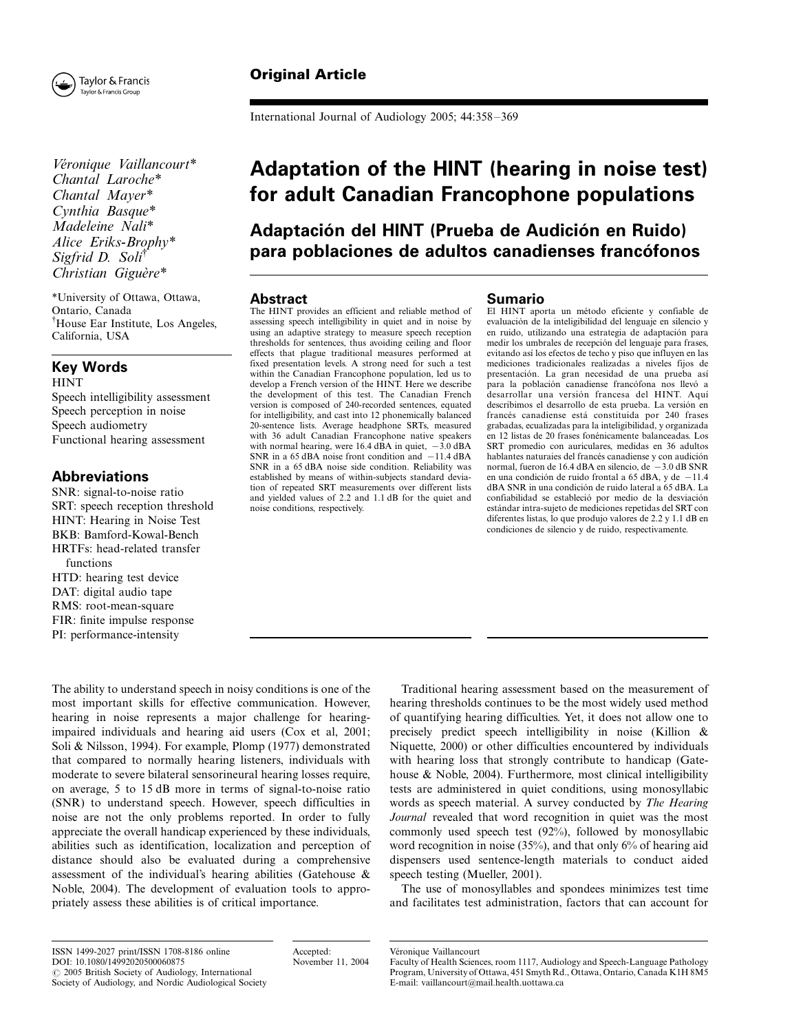Original Article

# Adaptation of the HINT (hearing in noise test) for adult Canadian Francophone populations

## Adaptación del HINT (Prueba de Audición en Ruido) para poblaciones de adultos canadienses francófonos

*Véronique Vaillancourt\**
*Chantal Laroche\**
*Chantal Mayer\**
*Cynthia Basque\**
*Madeleine Nali\**
*Alice Eriks-Brophy\**
*Sigfrid D. Soli†*
*Christian Giguère\**

\*University of Ottawa, Ottawa, Ontario, Canada
†House Ear Institute, Los Angeles, California, USA

### Key Words

HINT
Speech intelligibility assessment
Speech perception in noise
Speech audiometry
Functional hearing assessment

### Abbreviations

SNR: signal-to-noise ratio
SRT: speech reception threshold
HINT: Hearing in Noise Test
BKB: Bamford-Kowal-Bench
HRTFs: head-related transfer functions
HTD: hearing test device
DAT: digital audio tape
RMS: root-mean-square
FIR: finite impulse response
PI: performance-intensity

### Abstract

The HINT provides an efficient and reliable method of assessing speech intelligibility in quiet and in noise by using an adaptive strategy to measure speech reception thresholds for sentences, thus avoiding ceiling and floor effects that plague traditional measures performed at fixed presentation levels. A strong need for such a test within the Canadian Francophone population, led us to develop a French version of the HINT. Here we describe the development of this test. The Canadian French version is composed of 240-recorded sentences, equated for intelligibility, and cast into 12 phonemically balanced 20-sentence lists. Average headphone SRTs, measured with 36 adult Canadian Francophone native speakers with normal hearing, were 16.4 dBA in quiet, −3.0 dBA SNR in a 65 dBA noise front condition and −11.4 dBA SNR in a 65 dBA noise side condition. Reliability was established by means of within-subjects standard deviation of repeated SRT measurements over different lists and yielded values of 2.2 and 1.1 dB for the quiet and noise conditions, respectively.

### Sumario

El HINT aporta un método eficiente y confiable de evaluación de la inteligibilidad del lenguaje en silencio y en ruido, utilizando una estrategia de adaptación para medir los umbrales de recepción del lenguaje para frases, evitando así los efectos de techo y piso que influyen en las mediciones tradicionales realizadas a niveles fijos de presentación. La gran necesidad de una prueba así para la población canadiense francófona nos llevó a desarrollar una versión francesa del HINT. Aquí describimos el desarrollo de esta prueba. La versión en francés canadiense está constituida por 240 frases grabadas, ecualizadas para la inteligibilidad, y organizada en 12 listas de 20 frases fonénicamente balanceadas. Los SRT promedio con auriculares, medidas en 36 adultos hablantes naturaies del francés canadiense y con audición normal, fueron de 16.4 dBA en silencio, de −3.0 dB SNR en una condición de ruido frontal a 65 dBA, y de −11.4 dBA SNR en una condición de ruido lateral a 65 dBA. La confiabilidad se estableció por medio de la desviación estándar intra-sujeto de mediciones repetidas del SRT con diferentes listas, lo que produjo valores de 2.2 y 1.1 dB en condiciones de silencio y de ruido, respectivamente.

The ability to understand speech in noisy conditions is one of the most important skills for effective communication. However, hearing in noise represents a major challenge for hearing-impaired individuals and hearing aid users (Cox et al, 2001; Soli & Nilsson, 1994). For example, Plomp (1977) demonstrated that compared to normally hearing listeners, individuals with moderate to severe bilateral sensorineural hearing losses require, on average, 5 to 15 dB more in terms of signal-to-noise ratio (SNR) to understand speech. However, speech difficulties in noise are not the only problems reported. In order to fully appreciate the overall handicap experienced by these individuals, abilities such as identification, localization and perception of distance should also be evaluated during a comprehensive assessment of the individual's hearing abilities (Gatehouse & Noble, 2004). The development of evaluation tools to appropriately assess these abilities is of critical importance.

Traditional hearing assessment based on the measurement of hearing thresholds continues to be the most widely used method of quantifying hearing difficulties. Yet, it does not allow one to precisely predict speech intelligibility in noise (Killion & Niquette, 2000) or other difficulties encountered by individuals with hearing loss that strongly contribute to handicap (Gatehouse & Noble, 2004). Furthermore, most clinical intelligibility tests are administered in quiet conditions, using monosyllabic words as speech material. A survey conducted by *The Hearing Journal* revealed that word recognition in quiet was the most commonly used speech test (92%), followed by monosyllabic word recognition in noise (35%), and that only 6% of hearing aid dispensers used sentence-length materials to conduct aided speech testing (Mueller, 2001).

The use of monosyllables and spondees minimizes test time and facilitates test administration, factors that can account for

ISSN 1499-2027 print/ISSN 1708-8186 online
DOI: 10.1080/14992020500060875
© 2005 British Society of Audiology, International Society of Audiology, and Nordic Audiological Society

Accepted: November 11, 2004

Véronique Vaillancourt
Faculty of Health Sciences, room 1117, Audiology and Speech-Language Pathology Program, University of Ottawa, 451 Smyth Rd., Ottawa, Ontario, Canada K1H 8M5
E-mail: vaillancourt@mail.health.uottawa.ca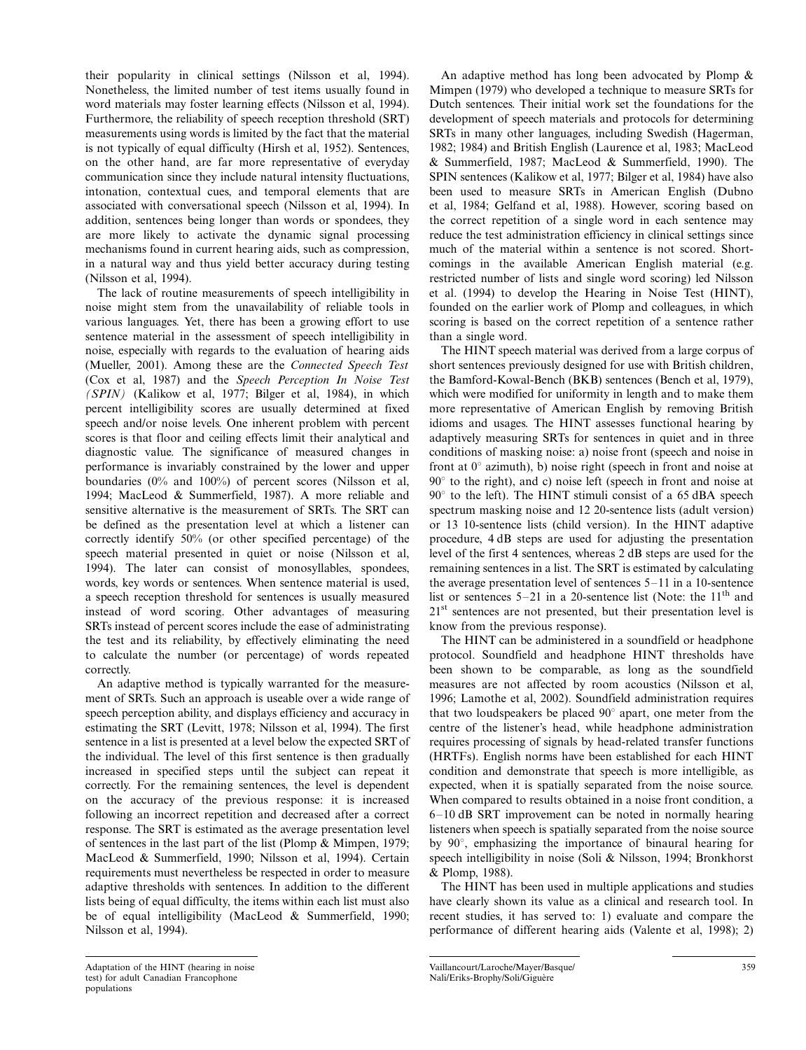their popularity in clinical settings (Nilsson et al, 1994). Nonetheless, the limited number of test items usually found in word materials may foster learning effects (Nilsson et al, 1994). Furthermore, the reliability of speech reception threshold (SRT) measurements using words is limited by the fact that the material is not typically of equal difficulty (Hirsh et al, 1952). Sentences, on the other hand, are far more representative of everyday communication since they include natural intensity fluctuations, intonation, contextual cues, and temporal elements that are associated with conversational speech (Nilsson et al, 1994). In addition, sentences being longer than words or spondees, they are more likely to activate the dynamic signal processing mechanisms found in current hearing aids, such as compression, in a natural way and thus yield better accuracy during testing (Nilsson et al, 1994).

The lack of routine measurements of speech intelligibility in noise might stem from the unavailability of reliable tools in various languages. Yet, there has been a growing effort to use sentence material in the assessment of speech intelligibility in noise, especially with regards to the evaluation of hearing aids (Mueller, 2001). Among these are the *Connected Speech Test* (Cox et al, 1987) and the *Speech Perception In Noise Test (SPIN)* (Kalikow et al, 1977; Bilger et al, 1984), in which percent intelligibility scores are usually determined at fixed speech and/or noise levels. One inherent problem with percent scores is that floor and ceiling effects limit their analytical and diagnostic value. The significance of measured changes in performance is invariably constrained by the lower and upper boundaries (0% and 100%) of percent scores (Nilsson et al, 1994; MacLeod & Summerfield, 1987). A more reliable and sensitive alternative is the measurement of SRTs. The SRT can be defined as the presentation level at which a listener can correctly identify 50% (or other specified percentage) of the speech material presented in quiet or noise (Nilsson et al, 1994). The later can consist of monosyllables, spondees, words, key words or sentences. When sentence material is used, a speech reception threshold for sentences is usually measured instead of word scoring. Other advantages of measuring SRTs instead of percent scores include the ease of administrating the test and its reliability, by effectively eliminating the need to calculate the number (or percentage) of words repeated correctly.

An adaptive method is typically warranted for the measurement of SRTs. Such an approach is useable over a wide range of speech perception ability, and displays efficiency and accuracy in estimating the SRT (Levitt, 1978; Nilsson et al, 1994). The first sentence in a list is presented at a level below the expected SRT of the individual. The level of this first sentence is then gradually increased in specified steps until the subject can repeat it correctly. For the remaining sentences, the level is dependent on the accuracy of the previous response: it is increased following an incorrect repetition and decreased after a correct response. The SRT is estimated as the average presentation level of sentences in the last part of the list (Plomp & Mimpen, 1979; MacLeod & Summerfield, 1990; Nilsson et al, 1994). Certain requirements must nevertheless be respected in order to measure adaptive thresholds with sentences. In addition to the different lists being of equal difficulty, the items within each list must also be of equal intelligibility (MacLeod & Summerfield, 1990; Nilsson et al, 1994).

An adaptive method has long been advocated by Plomp & Mimpen (1979) who developed a technique to measure SRTs for Dutch sentences. Their initial work set the foundations for the development of speech materials and protocols for determining SRTs in many other languages, including Swedish (Hagerman, 1982; 1984) and British English (Laurence et al, 1983; MacLeod & Summerfield, 1987; MacLeod & Summerfield, 1990). The SPIN sentences (Kalikow et al, 1977; Bilger et al, 1984) have also been used to measure SRTs in American English (Dubno et al, 1984; Gelfand et al, 1988). However, scoring based on the correct repetition of a single word in each sentence may reduce the test administration efficiency in clinical settings since much of the material within a sentence is not scored. Shortcomings in the available American English material (e.g. restricted number of lists and single word scoring) led Nilsson et al. (1994) to develop the Hearing in Noise Test (HINT), founded on the earlier work of Plomp and colleagues, in which scoring is based on the correct repetition of a sentence rather than a single word.

The HINT speech material was derived from a large corpus of short sentences previously designed for use with British children, the Bamford-Kowal-Bench (BKB) sentences (Bench et al, 1979), which were modified for uniformity in length and to make them more representative of American English by removing British idioms and usages. The HINT assesses functional hearing by adaptively measuring SRTs for sentences in quiet and in three conditions of masking noise: a) noise front (speech and noise in front at 0° azimuth), b) noise right (speech in front and noise at 90° to the right), and c) noise left (speech in front and noise at 90° to the left). The HINT stimuli consist of a 65 dBA speech spectrum masking noise and 12 20-sentence lists (adult version) or 13 10-sentence lists (child version). In the HINT adaptive procedure, 4 dB steps are used for adjusting the presentation level of the first 4 sentences, whereas 2 dB steps are used for the remaining sentences in a list. The SRT is estimated by calculating the average presentation level of sentences 5–11 in a 10-sentence list or sentences 5–21 in a 20-sentence list (Note: the 11th and 21st sentences are not presented, but their presentation level is know from the previous response).

The HINT can be administered in a soundfield or headphone protocol. Soundfield and headphone HINT thresholds have been shown to be comparable, as long as the soundfield measures are not affected by room acoustics (Nilsson et al, 1996; Lamothe et al, 2002). Soundfield administration requires that two loudspeakers be placed 90° apart, one meter from the centre of the listener's head, while headphone administration requires processing of signals by head-related transfer functions (HRTFs). English norms have been established for each HINT condition and demonstrate that speech is more intelligible, as expected, when it is spatially separated from the noise source. When compared to results obtained in a noise front condition, a 6–10 dB SRT improvement can be noted in normally hearing listeners when speech is spatially separated from the noise source by 90°, emphasizing the importance of binaural hearing for speech intelligibility in noise (Soli & Nilsson, 1994; Bronkhorst & Plomp, 1988).

The HINT has been used in multiple applications and studies have clearly shown its value as a clinical and research tool. In recent studies, it has served to: 1) evaluate and compare the performance of different hearing aids (Valente et al, 1998); 2)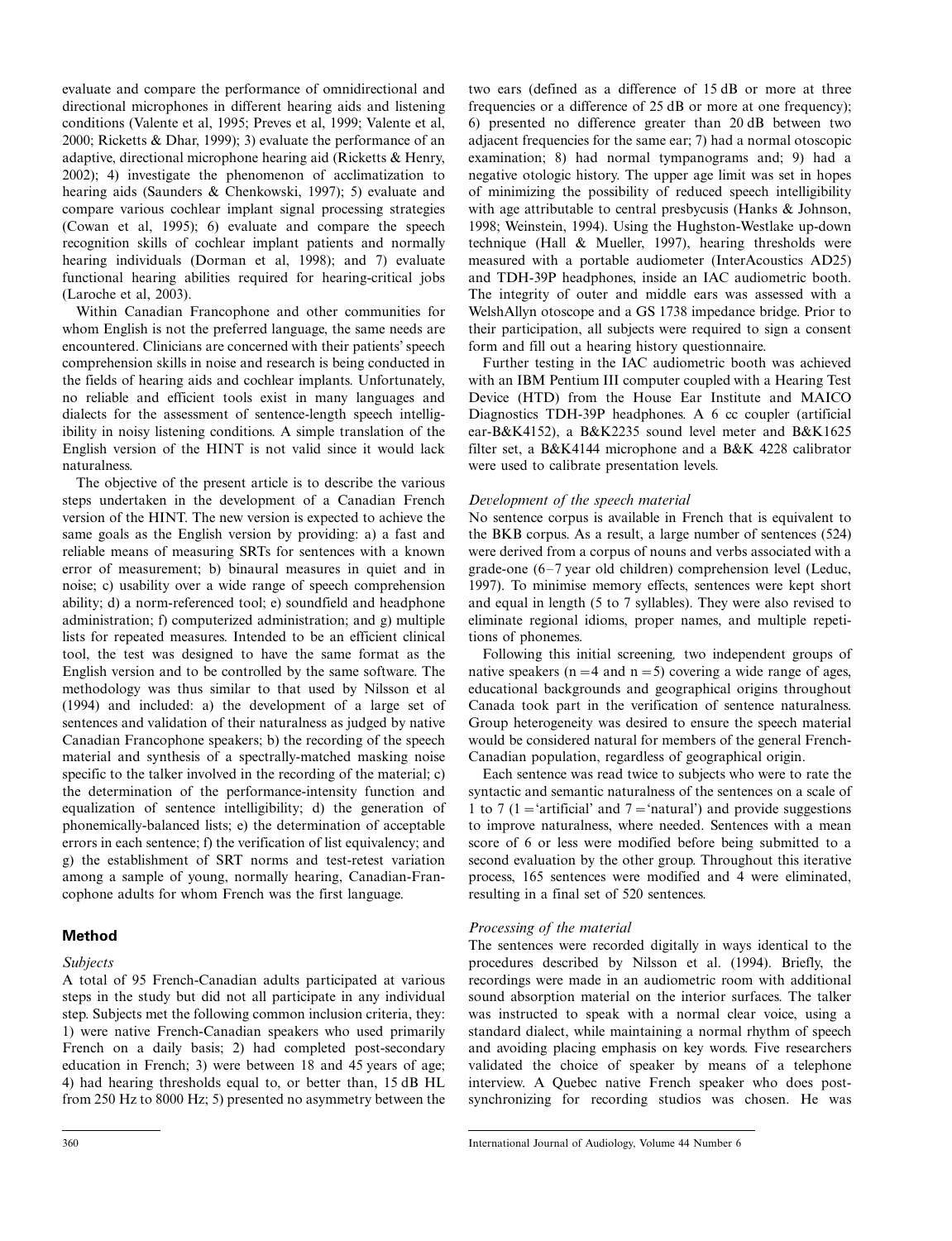evaluate and compare the performance of omnidirectional and directional microphones in different hearing aids and listening conditions (Valente et al, 1995; Preves et al, 1999; Valente et al, 2000; Ricketts & Dhar, 1999); 3) evaluate the performance of an adaptive, directional microphone hearing aid (Ricketts & Henry, 2002); 4) investigate the phenomenon of acclimatization to hearing aids (Saunders & Chenkowski, 1997); 5) evaluate and compare various cochlear implant signal processing strategies (Cowan et al, 1995); 6) evaluate and compare the speech recognition skills of cochlear implant patients and normally hearing individuals (Dorman et al, 1998); and 7) evaluate functional hearing abilities required for hearing-critical jobs (Laroche et al, 2003).

Within Canadian Francophone and other communities for whom English is not the preferred language, the same needs are encountered. Clinicians are concerned with their patients' speech comprehension skills in noise and research is being conducted in the fields of hearing aids and cochlear implants. Unfortunately, no reliable and efficient tools exist in many languages and dialects for the assessment of sentence-length speech intelligibility in noisy listening conditions. A simple translation of the English version of the HINT is not valid since it would lack naturalness.

The objective of the present article is to describe the various steps undertaken in the development of a Canadian French version of the HINT. The new version is expected to achieve the same goals as the English version by providing: a) a fast and reliable means of measuring SRTs for sentences with a known error of measurement; b) binaural measures in quiet and in noise; c) usability over a wide range of speech comprehension ability; d) a norm-referenced tool; e) soundfield and headphone administration; f) computerized administration; and g) multiple lists for repeated measures. Intended to be an efficient clinical tool, the test was designed to have the same format as the English version and to be controlled by the same software. The methodology was thus similar to that used by Nilsson et al (1994) and included: a) the development of a large set of sentences and validation of their naturalness as judged by native Canadian Francophone speakers; b) the recording of the speech material and synthesis of a spectrally-matched masking noise specific to the talker involved in the recording of the material; c) the determination of the performance-intensity function and equalization of sentence intelligibility; d) the generation of phonemically-balanced lists; e) the determination of acceptable errors in each sentence; f) the verification of list equivalency; and g) the establishment of SRT norms and test-retest variation among a sample of young, normally hearing, Canadian-Francophone adults for whom French was the first language.

## Method

### *Subjects*

A total of 95 French-Canadian adults participated at various steps in the study but did not all participate in any individual step. Subjects met the following common inclusion criteria, they: 1) were native French-Canadian speakers who used primarily French on a daily basis; 2) had completed post-secondary education in French; 3) were between 18 and 45 years of age; 4) had hearing thresholds equal to, or better than, 15 dB HL from 250 Hz to 8000 Hz; 5) presented no asymmetry between the two ears (defined as a difference of 15 dB or more at three frequencies or a difference of 25 dB or more at one frequency); 6) presented no difference greater than 20 dB between two adjacent frequencies for the same ear; 7) had a normal otoscopic examination; 8) had normal tympanograms and; 9) had a negative otologic history. The upper age limit was set in hopes of minimizing the possibility of reduced speech intelligibility with age attributable to central presbycusis (Hanks & Johnson, 1998; Weinstein, 1994). Using the Hughston-Westlake up-down technique (Hall & Mueller, 1997), hearing thresholds were measured with a portable audiometer (InterAcoustics AD25) and TDH-39P headphones, inside an IAC audiometric booth. The integrity of outer and middle ears was assessed with a WelshAllyn otoscope and a GS 1738 impedance bridge. Prior to their participation, all subjects were required to sign a consent form and fill out a hearing history questionnaire.

Further testing in the IAC audiometric booth was achieved with an IBM Pentium III computer coupled with a Hearing Test Device (HTD) from the House Ear Institute and MAICO Diagnostics TDH-39P headphones. A 6 cc coupler (artificial ear-B&K4152), a B&K2235 sound level meter and B&K1625 filter set, a B&K4144 microphone and a B&K 4228 calibrator were used to calibrate presentation levels.

### *Development of the speech material*

No sentence corpus is available in French that is equivalent to the BKB corpus. As a result, a large number of sentences (524) were derived from a corpus of nouns and verbs associated with a grade-one (6–7 year old children) comprehension level (Leduc, 1997). To minimise memory effects, sentences were kept short and equal in length (5 to 7 syllables). They were also revised to eliminate regional idioms, proper names, and multiple repetitions of phonemes.

Following this initial screening, two independent groups of native speakers (n = 4 and n = 5) covering a wide range of ages, educational backgrounds and geographical origins throughout Canada took part in the verification of sentence naturalness. Group heterogeneity was desired to ensure the speech material would be considered natural for members of the general French-Canadian population, regardless of geographical origin.

Each sentence was read twice to subjects who were to rate the syntactic and semantic naturalness of the sentences on a scale of 1 to 7 (1 = 'artificial' and 7 = 'natural') and provide suggestions to improve naturalness, where needed. Sentences with a mean score of 6 or less were modified before being submitted to a second evaluation by the other group. Throughout this iterative process, 165 sentences were modified and 4 were eliminated, resulting in a final set of 520 sentences.

### *Processing of the material*

The sentences were recorded digitally in ways identical to the procedures described by Nilsson et al. (1994). Briefly, the recordings were made in an audiometric room with additional sound absorption material on the interior surfaces. The talker was instructed to speak with a normal clear voice, using a standard dialect, while maintaining a normal rhythm of speech and avoiding placing emphasis on key words. Five researchers validated the choice of speaker by means of a telephone interview. A Quebec native French speaker who does post-synchronizing for recording studios was chosen. He was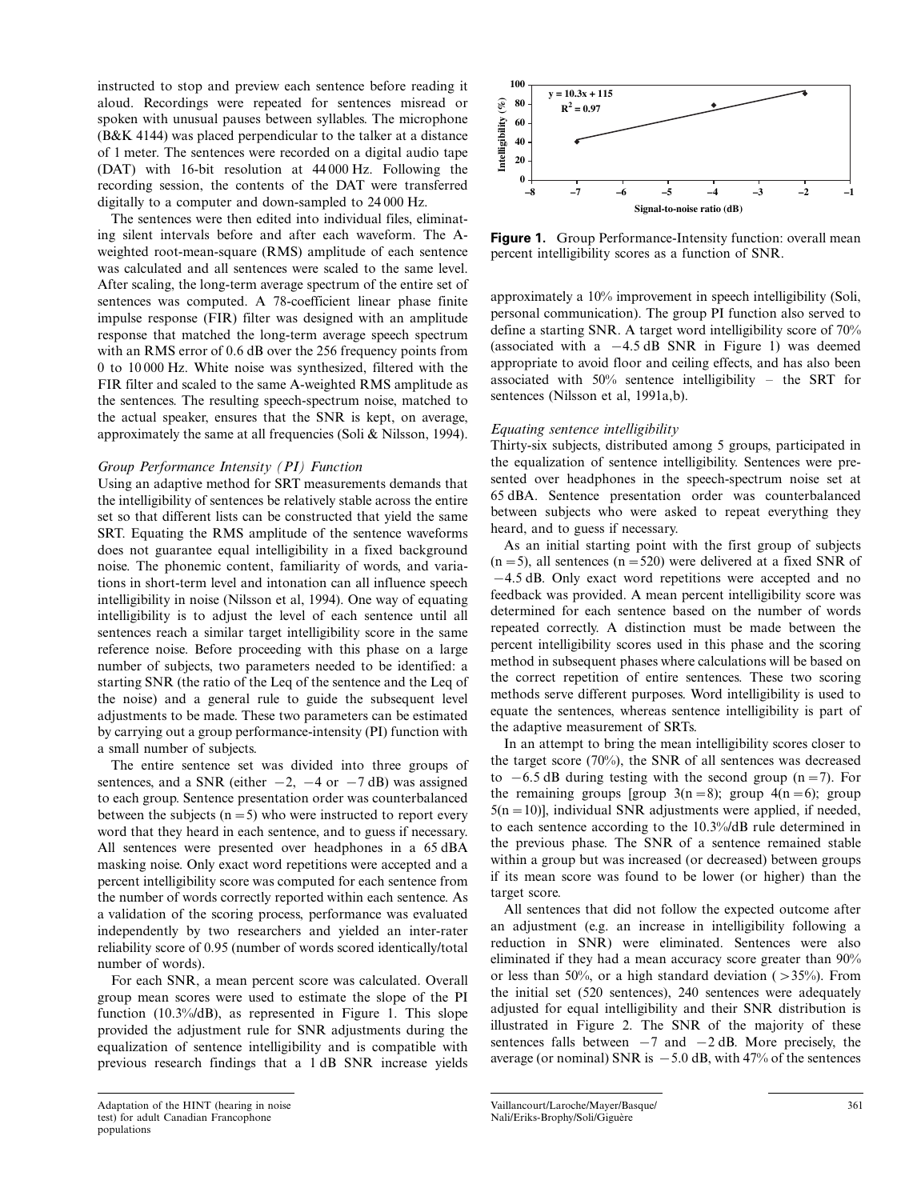instructed to stop and preview each sentence before reading it aloud. Recordings were repeated for sentences misread or spoken with unusual pauses between syllables. The microphone (B&K 4144) was placed perpendicular to the talker at a distance of 1 meter. The sentences were recorded on a digital audio tape (DAT) with 16-bit resolution at 44 000 Hz. Following the recording session, the contents of the DAT were transferred digitally to a computer and down-sampled to 24 000 Hz.

The sentences were then edited into individual files, eliminating silent intervals before and after each waveform. The A-weighted root-mean-square (RMS) amplitude of each sentence was calculated and all sentences were scaled to the same level. After scaling, the long-term average spectrum of the entire set of sentences was computed. A 78-coefficient linear phase finite impulse response (FIR) filter was designed with an amplitude response that matched the long-term average speech spectrum with an RMS error of 0.6 dB over the 256 frequency points from 0 to 10 000 Hz. White noise was synthesized, filtered with the FIR filter and scaled to the same A-weighted RMS amplitude as the sentences. The resulting speech-spectrum noise, matched to the actual speaker, ensures that the SNR is kept, on average, approximately the same at all frequencies (Soli & Nilsson, 1994).

### *Group Performance Intensity (PI) Function*

Using an adaptive method for SRT measurements demands that the intelligibility of sentences be relatively stable across the entire set so that different lists can be constructed that yield the same SRT. Equating the RMS amplitude of the sentence waveforms does not guarantee equal intelligibility in a fixed background noise. The phonemic content, familiarity of words, and variations in short-term level and intonation can all influence speech intelligibility in noise (Nilsson et al, 1994). One way of equating intelligibility is to adjust the level of each sentence until all sentences reach a similar target intelligibility score in the same reference noise. Before proceeding with this phase on a large number of subjects, two parameters needed to be identified: a starting SNR (the ratio of the Leq of the sentence and the Leq of the noise) and a general rule to guide the subsequent level adjustments to be made. These two parameters can be estimated by carrying out a group performance-intensity (PI) function with a small number of subjects.

The entire sentence set was divided into three groups of sentences, and a SNR (either −2, −4 or −7 dB) was assigned to each group. Sentence presentation order was counterbalanced between the subjects (n = 5) who were instructed to report every word that they heard in each sentence, and to guess if necessary. All sentences were presented over headphones in a 65 dBA masking noise. Only exact word repetitions were accepted and a percent intelligibility score was computed for each sentence from the number of words correctly reported within each sentence. As a validation of the scoring process, performance was evaluated independently by two researchers and yielded an inter-rater reliability score of 0.95 (number of words scored identically/total number of words).

For each SNR, a mean percent score was calculated. Overall group mean scores were used to estimate the slope of the PI function (10.3%/dB), as represented in Figure 1. This slope provided the adjustment rule for SNR adjustments during the equalization of sentence intelligibility and is compatible with previous research findings that a 1 dB SNR increase yields

$y = 10.3x + 115$, $R^2 = 0.97$

**Figure 1.** Group Performance-Intensity function: overall mean percent intelligibility scores as a function of SNR.

approximately a 10% improvement in speech intelligibility (Soli, personal communication). The group PI function also served to define a starting SNR. A target word intelligibility score of 70% (associated with a −4.5 dB SNR in Figure 1) was deemed appropriate to avoid floor and ceiling effects, and has also been associated with 50% sentence intelligibility – the SRT for sentences (Nilsson et al, 1991a,b).

### *Equating sentence intelligibility*

Thirty-six subjects, distributed among 5 groups, participated in the equalization of sentence intelligibility. Sentences were presented over headphones in the speech-spectrum noise set at 65 dBA. Sentence presentation order was counterbalanced between subjects who were asked to repeat everything they heard, and to guess if necessary.

As an initial starting point with the first group of subjects (n = 5), all sentences (n = 520) were delivered at a fixed SNR of −4.5 dB. Only exact word repetitions were accepted and no feedback was provided. A mean percent intelligibility score was determined for each sentence based on the number of words repeated correctly. A distinction must be made between the percent intelligibility scores used in this phase and the scoring method in subsequent phases where calculations will be based on the correct repetition of entire sentences. These two scoring methods serve different purposes. Word intelligibility is used to equate the sentences, whereas sentence intelligibility is part of the adaptive measurement of SRTs.

In an attempt to bring the mean intelligibility scores closer to the target score (70%), the SNR of all sentences was decreased to −6.5 dB during testing with the second group (n = 7). For the remaining groups [group 3(n = 8); group 4(n = 6); group 5(n = 10)], individual SNR adjustments were applied, if needed, to each sentence according to the 10.3%/dB rule determined in the previous phase. The SNR of a sentence remained stable within a group but was increased (or decreased) between groups if its mean score was found to be lower (or higher) than the target score.

All sentences that did not follow the expected outcome after an adjustment (e.g. an increase in intelligibility following a reduction in SNR) were eliminated. Sentences were also eliminated if they had a mean accuracy score greater than 90% or less than 50%, or a high standard deviation (>35%). From the initial set (520 sentences), 240 sentences were adequately adjusted for equal intelligibility and their SNR distribution is illustrated in Figure 2. The SNR of the majority of these sentences falls between −7 and −2 dB. More precisely, the average (or nominal) SNR is −5.0 dB, with 47% of the sentences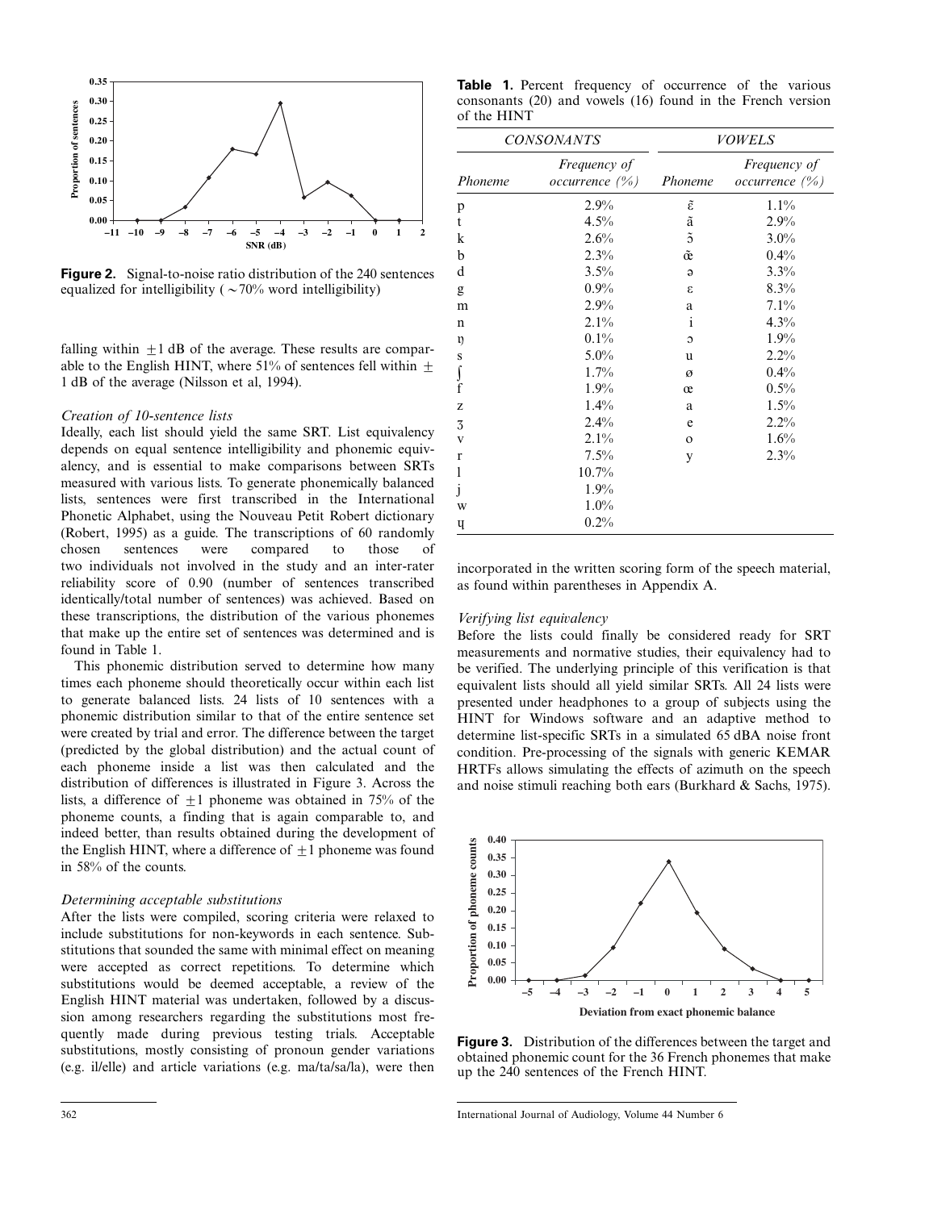Figure 2. Signal-to-noise ratio distribution of the 240 sentences equalized for intelligibility ( ~70% word intelligibility)

falling within ±1 dB of the average. These results are comparable to the English HINT, where 51% of sentences fell within ± 1 dB of the average (Nilsson et al, 1994).

*Creation of 10-sentence lists*

Ideally, each list should yield the same SRT. List equivalency depends on equal sentence intelligibility and phonemic equivalency, and is essential to make comparisons between SRTs measured with various lists. To generate phonemically balanced lists, sentences were first transcribed in the International Phonetic Alphabet, using the Nouveau Petit Robert dictionary (Robert, 1995) as a guide. The transcriptions of 60 randomly chosen sentences were compared to those of two individuals not involved in the study and an inter-rater reliability score of 0.90 (number of sentences transcribed identically/total number of sentences) was achieved. Based on these transcriptions, the distribution of the various phonemes that make up the entire set of sentences was determined and is found in Table 1.

This phonemic distribution served to determine how many times each phoneme should theoretically occur within each list to generate balanced lists. 24 lists of 10 sentences with a phonemic distribution similar to that of the entire sentence set were created by trial and error. The difference between the target (predicted by the global distribution) and the actual count of each phoneme inside a list was then calculated and the distribution of differences is illustrated in Figure 3. Across the lists, a difference of ±1 phoneme was obtained in 75% of the phoneme counts, a finding that is again comparable to, and indeed better, than results obtained during the development of the English HINT, where a difference of ±1 phoneme was found in 58% of the counts.

*Determining acceptable substitutions*

After the lists were compiled, scoring criteria were relaxed to include substitutions for non-keywords in each sentence. Substitutions that sounded the same with minimal effect on meaning were accepted as correct repetitions. To determine which substitutions would be deemed acceptable, a review of the English HINT material was undertaken, followed by a discussion among researchers regarding the substitutions most frequently made during previous testing trials. Acceptable substitutions, mostly consisting of pronoun gender variations (e.g. il/elle) and article variations (e.g. ma/ta/sa/la), were then incorporated in the written scoring form of the speech material, as found within parentheses in Appendix A.

**Table 1.** Percent frequency of occurrence of the various consonants (20) and vowels (16) found in the French version of the HINT

| *CONSONANTS* | | *VOWELS* | |
|---|---|---|---|
| *Phoneme* | *Frequency of occurrence (%)* | *Phoneme* | *Frequency of occurrence (%)* |
| p | 2.9% | ɛ̃ | 1.1% |
| t | 4.5% | ɑ̃ | 2.9% |
| k | 2.6% | ɔ̃ | 3.0% |
| b | 2.3% | œ̃ | 0.4% |
| d | 3.5% | ə | 3.3% |
| g | 0.9% | ɛ | 8.3% |
| m | 2.9% | a | 7.1% |
| n | 2.1% | i | 4.3% |
| ŋ | 0.1% | ɔ | 1.9% |
| s | 5.0% | u | 2.2% |
| ʃ | 1.7% | ø | 0.4% |
| f | 1.9% | œ | 0.5% |
| z | 1.4% | ɑ | 1.5% |
| ʒ | 2.4% | e | 2.2% |
| v | 2.1% | o | 1.6% |
| r | 7.5% | y | 2.3% |
| l | 10.7% | | |
| j | 1.9% | | |
| w | 1.0% | | |
| ɥ | 0.2% | | |

*Verifying list equivalency*

Before the lists could finally be considered ready for SRT measurements and normative studies, their equivalency had to be verified. The underlying principle of this verification is that equivalent lists should all yield similar SRTs. All 24 lists were presented under headphones to a group of subjects using the HINT for Windows software and an adaptive method to determine list-specific SRTs in a simulated 65 dBA noise front condition. Pre-processing of the signals with generic KEMAR HRTFs allows simulating the effects of azimuth on the speech and noise stimuli reaching both ears (Burkhard & Sachs, 1975).

Figure 3. Distribution of the differences between the target and obtained phonemic count for the 36 French phonemes that make up the 240 sentences of the French HINT.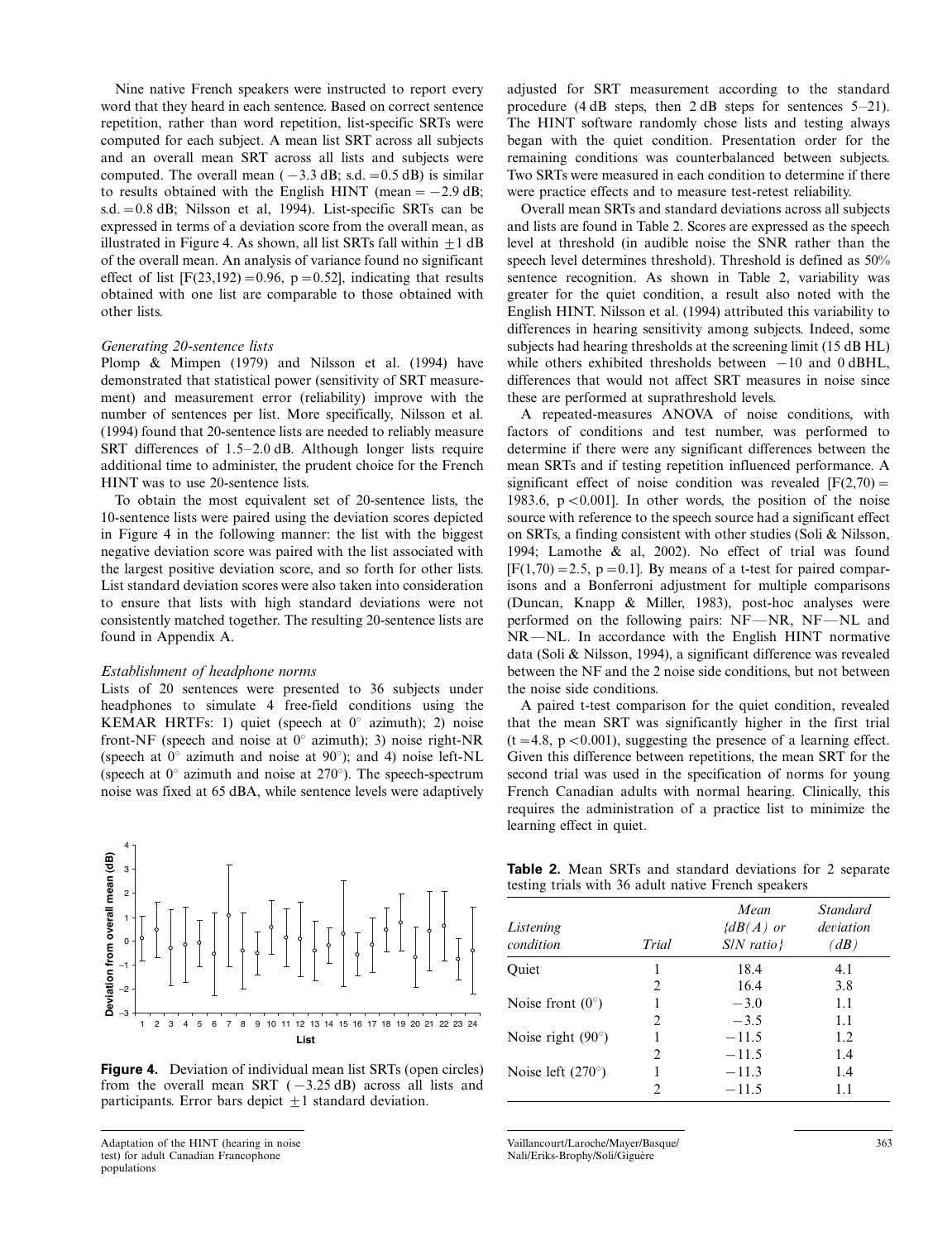Nine native French speakers were instructed to report every word that they heard in each sentence. Based on correct sentence repetition, rather than word repetition, list-specific SRTs were computed for each subject. A mean list SRT across all subjects and an overall mean SRT across all lists and subjects were computed. The overall mean ($-3.3$ dB; s.d. $=0.5$ dB) is similar to results obtained with the English HINT (mean $= -2.9$ dB; s.d. $=0.8$ dB; Nilsson et al, 1994). List-specific SRTs can be expressed in terms of a deviation score from the overall mean, as illustrated in Figure 4. As shown, all list SRTs fall within $\pm 1$ dB of the overall mean. An analysis of variance found no significant effect of list [$F(23,192) = 0.96$, $p = 0.52$], indicating that results obtained with one list are comparable to those obtained with other lists.

*Generating 20-sentence lists*

Plomp & Mimpen (1979) and Nilsson et al. (1994) have demonstrated that statistical power (sensitivity of SRT measurement) and measurement error (reliability) improve with the number of sentences per list. More specifically, Nilsson et al. (1994) found that 20-sentence lists are needed to reliably measure SRT differences of 1.5–2.0 dB. Although longer lists require additional time to administer, the prudent choice for the French HINT was to use 20-sentence lists.

To obtain the most equivalent set of 20-sentence lists, the 10-sentence lists were paired using the deviation scores depicted in Figure 4 in the following manner: the list with the biggest negative deviation score was paired with the list associated with the largest positive deviation score, and so forth for other lists. List standard deviation scores were also taken into consideration to ensure that lists with high standard deviations were not consistently matched together. The resulting 20-sentence lists are found in Appendix A.

*Establishment of headphone norms*

Lists of 20 sentences were presented to 36 subjects under headphones to simulate 4 free-field conditions using the KEMAR HRTFs: 1) quiet (speech at 0° azimuth); 2) noise front-NF (speech and noise at 0° azimuth); 3) noise right-NR (speech at 0° azimuth and noise at 90°); and 4) noise left-NL (speech at 0° azimuth and noise at 270°). The speech-spectrum noise was fixed at 65 dBA, while sentence levels were adaptively adjusted for SRT measurement according to the standard procedure (4 dB steps, then 2 dB steps for sentences 5–21). The HINT software randomly chose lists and testing always began with the quiet condition. Presentation order for the remaining conditions was counterbalanced between subjects. Two SRTs were measured in each condition to determine if there were practice effects and to measure test-retest reliability.

**Figure 4.** Deviation of individual mean list SRTs (open circles) from the overall mean SRT ($-3.25$ dB) across all lists and participants. Error bars depict $\pm 1$ standard deviation.

Overall mean SRTs and standard deviations across all subjects and lists are found in Table 2. Scores are expressed as the speech level at threshold (in audible noise the SNR rather than the speech level determines threshold). Threshold is defined as 50% sentence recognition. As shown in Table 2, variability was greater for the quiet condition, a result also noted with the English HINT. Nilsson et al. (1994) attributed this variability to differences in hearing sensitivity among subjects. Indeed, some subjects had hearing thresholds at the screening limit (15 dB HL) while others exhibited thresholds between $-10$ and 0 dBHL, differences that would not affect SRT measures in noise since these are performed at suprathreshold levels.

A repeated-measures ANOVA of noise conditions, with factors of conditions and test number, was performed to determine if there were any significant differences between the mean SRTs and if testing repetition influenced performance. A significant effect of noise condition was revealed [$F(2,70) = 1983.6$, $p < 0.001$]. In other words, the position of the noise source with reference to the speech source had a significant effect on SRTs, a finding consistent with other studies (Soli & Nilsson, 1994; Lamothe & al, 2002). No effect of trial was found [$F(1,70) = 2.5$, $p = 0.1$]. By means of a t-test for paired comparisons and a Bonferroni adjustment for multiple comparisons (Duncan, Knapp & Miller, 1983), post-hoc analyses were performed on the following pairs: NF—NR, NF—NL and NR—NL. In accordance with the English HINT normative data (Soli & Nilsson, 1994), a significant difference was revealed between the NF and the 2 noise side conditions, but not between the noise side conditions.

A paired t-test comparison for the quiet condition, revealed that the mean SRT was significantly higher in the first trial ($t = 4.8$, $p < 0.001$), suggesting the presence of a learning effect. Given this difference between repetitions, the mean SRT for the second trial was used in the specification of norms for young French Canadian adults with normal hearing. Clinically, this requires the administration of a practice list to minimize the learning effect in quiet.

**Table 2.** Mean SRTs and standard deviations for 2 separate testing trials with 36 adult native French speakers

| Listening condition | Trial | Mean {dB(A) or S/N ratio} | Standard deviation (dB) |
|---|---|---|---|
| Quiet | 1 | 18.4 | 4.1 |
| | 2 | 16.4 | 3.8 |
| Noise front (0°) | 1 | $-3.0$ | 1.1 |
| | 2 | $-3.5$ | 1.1 |
| Noise right (90°) | 1 | $-11.5$ | 1.2 |
| | 2 | $-11.5$ | 1.4 |
| Noise left (270°) | 1 | $-11.3$ | 1.4 |
| | 2 | $-11.5$ | 1.1 |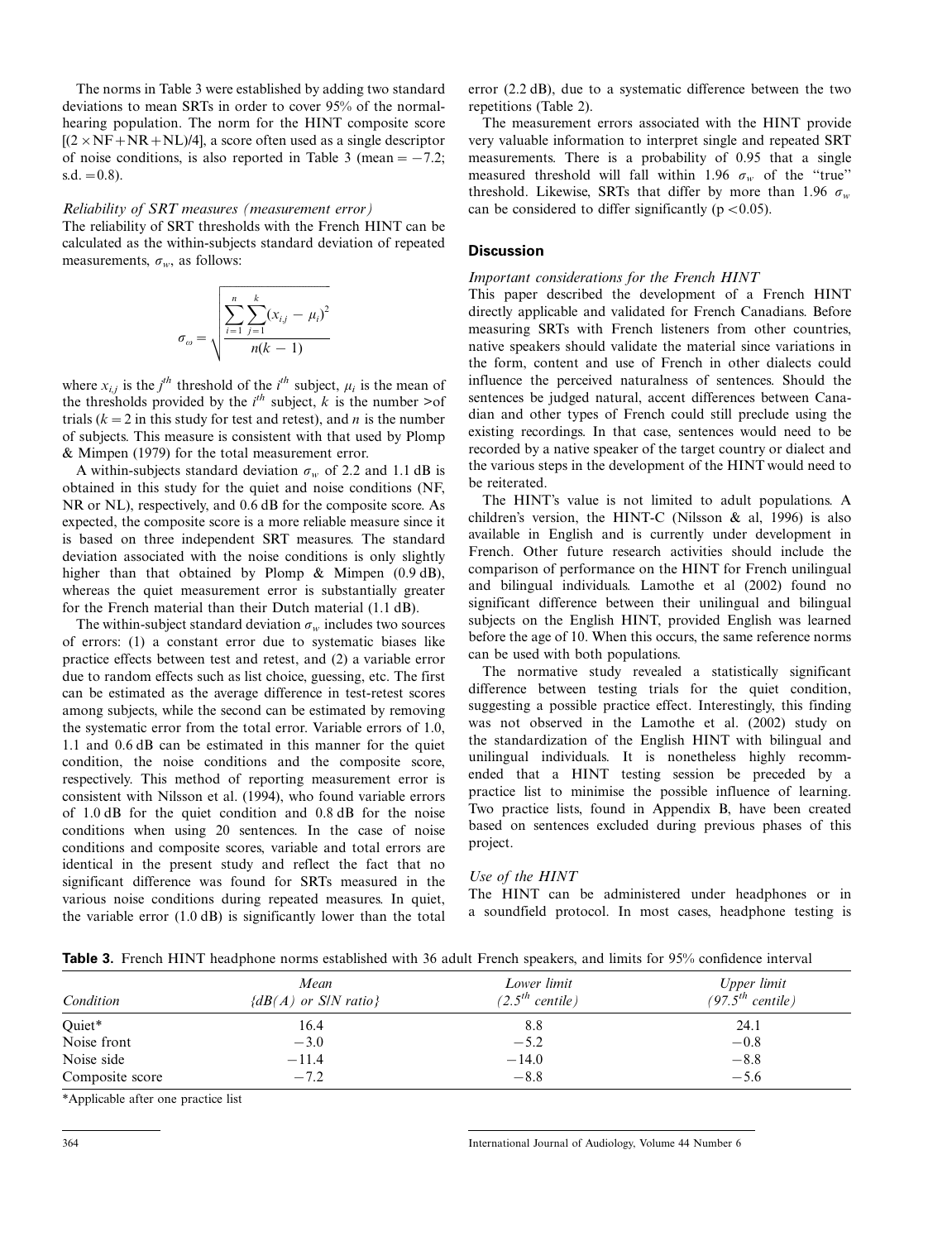The norms in Table 3 were established by adding two standard deviations to mean SRTs in order to cover 95% of the normal-hearing population. The norm for the HINT composite score $[(2 \times NF + NR + NL)/4]$, a score often used as a single descriptor of noise conditions, is also reported in Table 3 (mean $= -7.2$; s.d. $= 0.8$).

### *Reliability of SRT measures (measurement error)*

The reliability of SRT thresholds with the French HINT can be calculated as the within-subjects standard deviation of repeated measurements, $\sigma_w$, as follows:

$$\sigma_\omega = \sqrt{\frac{\sum_{i=1}^{n}\sum_{j=1}^{k}(x_{i,j} - \mu_i)^2}{n(k-1)}}$$

where $x_{i,j}$ is the $j^{th}$ threshold of the $i^{th}$ subject, $\mu_i$ is the mean of the thresholds provided by the $i^{th}$ subject, $k$ is the number >of trials ($k = 2$ in this study for test and retest), and $n$ is the number of subjects. This measure is consistent with that used by Plomp & Mimpen (1979) for the total measurement error.

A within-subjects standard deviation $\sigma_w$ of 2.2 and 1.1 dB is obtained in this study for the quiet and noise conditions (NF, NR or NL), respectively, and 0.6 dB for the composite score. As expected, the composite score is a more reliable measure since it is based on three independent SRT measures. The standard deviation associated with the noise conditions is only slightly higher than that obtained by Plomp & Mimpen (0.9 dB), whereas the quiet measurement error is substantially greater for the French material than their Dutch material (1.1 dB).

The within-subject standard deviation $\sigma_w$ includes two sources of errors: (1) a constant error due to systematic biases like practice effects between test and retest, and (2) a variable error due to random effects such as list choice, guessing, etc. The first can be estimated as the average difference in test-retest scores among subjects, while the second can be estimated by removing the systematic error from the total error. Variable errors of 1.0, 1.1 and 0.6 dB can be estimated in this manner for the quiet condition, the noise conditions and the composite score, respectively. This method of reporting measurement error is consistent with Nilsson et al. (1994), who found variable errors of 1.0 dB for the quiet condition and 0.8 dB for the noise conditions when using 20 sentences. In the case of noise conditions and composite scores, variable and total errors are identical in the present study and reflect the fact that no significant difference was found for SRTs measured in the various noise conditions during repeated measures. In quiet, the variable error (1.0 dB) is significantly lower than the total error (2.2 dB), due to a systematic difference between the two repetitions (Table 2).

The measurement errors associated with the HINT provide very valuable information to interpret single and repeated SRT measurements. There is a probability of 0.95 that a single measured threshold will fall within 1.96 $\sigma_w$ of the "true" threshold. Likewise, SRTs that differ by more than 1.96 $\sigma_w$ can be considered to differ significantly ($p < 0.05$).

## Discussion

### *Important considerations for the French HINT*

This paper described the development of a French HINT directly applicable and validated for French Canadians. Before measuring SRTs with French listeners from other countries, native speakers should validate the material since variations in the form, content and use of French in other dialects could influence the perceived naturalness of sentences. Should the sentences be judged natural, accent differences between Canadian and other types of French could still preclude using the existing recordings. In that case, sentences would need to be recorded by a native speaker of the target country or dialect and the various steps in the development of the HINT would need to be reiterated.

The HINT's value is not limited to adult populations. A children's version, the HINT-C (Nilsson & al, 1996) is also available in English and is currently under development in French. Other future research activities should include the comparison of performance on the HINT for French unilingual and bilingual individuals. Lamothe et al (2002) found no significant difference between their unilingual and bilingual subjects on the English HINT, provided English was learned before the age of 10. When this occurs, the same reference norms can be used with both populations.

The normative study revealed a statistically significant difference between testing trials for the quiet condition, suggesting a possible practice effect. Interestingly, this finding was not observed in the Lamothe et al. (2002) study on the standardization of the English HINT with bilingual and unilingual individuals. It is nonetheless highly recommended that a HINT testing session be preceded by a practice list to minimise the possible influence of learning. Two practice lists, found in Appendix B, have been created based on sentences excluded during previous phases of this project.

### *Use of the HINT*

The HINT can be administered under headphones or in a soundfield protocol. In most cases, headphone testing is

**Table 3.** French HINT headphone norms established with 36 adult French speakers, and limits for 95% confidence interval

| Condition | Mean {dB(A) or S/N ratio} | Lower limit ($2.5^{th}$ centile) | Upper limit ($97.5^{th}$ centile) |
|---|---|---|---|
| Quiet* | 16.4 | 8.8 | 24.1 |
| Noise front | −3.0 | −5.2 | −0.8 |
| Noise side | −11.4 | −14.0 | −8.8 |
| Composite score | −7.2 | −8.8 | −5.6 |

*Applicable after one practice list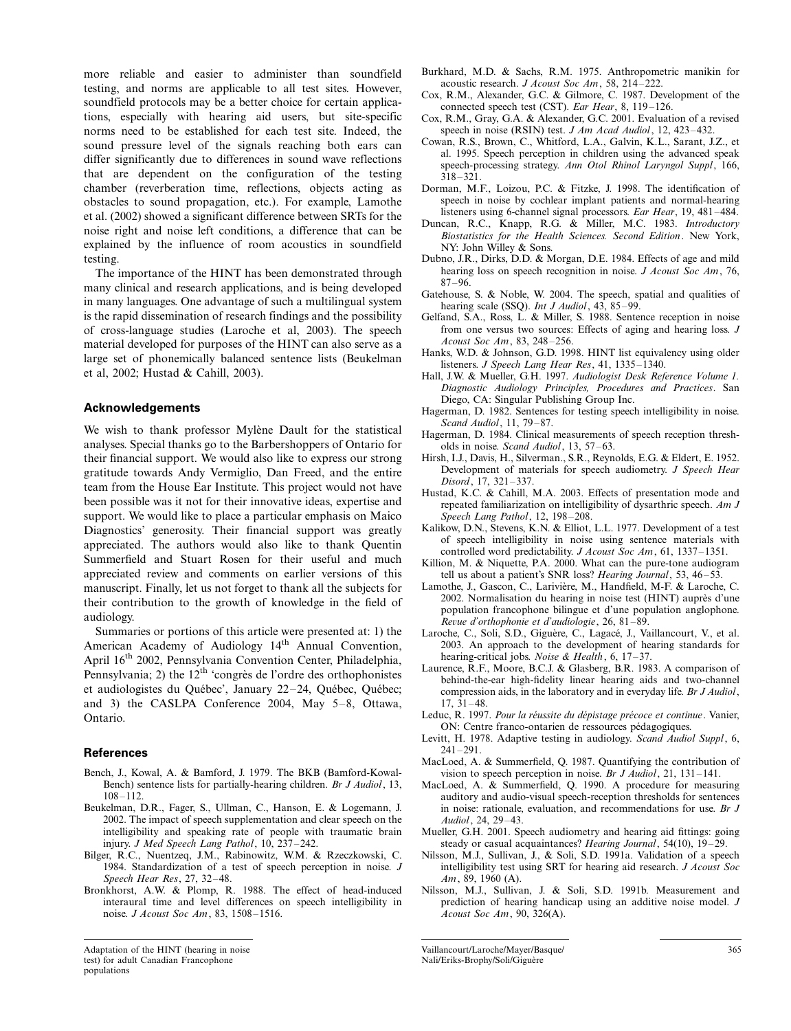more reliable and easier to administer than soundfield testing, and norms are applicable to all test sites. However, soundfield protocols may be a better choice for certain applications, especially with hearing aid users, but site-specific norms need to be established for each test site. Indeed, the sound pressure level of the signals reaching both ears can differ significantly due to differences in sound wave reflections that are dependent on the configuration of the testing chamber (reverberation time, reflections, objects acting as obstacles to sound propagation, etc.). For example, Lamothe et al. (2002) showed a significant difference between SRTs for the noise right and noise left conditions, a difference that can be explained by the influence of room acoustics in soundfield testing.

The importance of the HINT has been demonstrated through many clinical and research applications, and is being developed in many languages. One advantage of such a multilingual system is the rapid dissemination of research findings and the possibility of cross-language studies (Laroche et al, 2003). The speech material developed for purposes of the HINT can also serve as a large set of phonemically balanced sentence lists (Beukelman et al, 2002; Hustad & Cahill, 2003).

## Acknowledgements

We wish to thank professor Mylène Dault for the statistical analyses. Special thanks go to the Barbershoppers of Ontario for their financial support. We would also like to express our strong gratitude towards Andy Vermiglio, Dan Freed, and the entire team from the House Ear Institute. This project would not have been possible was it not for their innovative ideas, expertise and support. We would like to place a particular emphasis on Maico Diagnostics' generosity. Their financial support was greatly appreciated. The authors would also like to thank Quentin Summerfield and Stuart Rosen for their useful and much appreciated review and comments on earlier versions of this manuscript. Finally, let us not forget to thank all the subjects for their contribution to the growth of knowledge in the field of audiology.

Summaries or portions of this article were presented at: 1) the American Academy of Audiology 14th Annual Convention, April 16th 2002, Pennsylvania Convention Center, Philadelphia, Pennsylvania; 2) the 12th 'congrès de l'ordre des orthophonistes et audiologistes du Québec', January 22–24, Québec, Québec; and 3) the CASLPA Conference 2004, May 5–8, Ottawa, Ontario.

## References

Bench, J., Kowal, A. & Bamford, J. 1979. The BKB (Bamford-Kowal-Bench) sentence lists for partially-hearing children. *Br J Audiol*, 13, 108–112.

Beukelman, D.R., Fager, S., Ullman, C., Hanson, E. & Logemann, J. 2002. The impact of speech supplementation and clear speech on the intelligibility and speaking rate of people with traumatic brain injury. *J Med Speech Lang Pathol*, 10, 237–242.

Bilger, R.C., Nuentzeq, J.M., Rabinowitz, W.M. & Rzeczkowski, C. 1984. Standardization of a test of speech perception in noise. *J Speech Hear Res*, 27, 32–48.

Bronkhorst, A.W. & Plomp, R. 1988. The effect of head-induced interaural time and level differences on speech intelligibility in noise. *J Acoust Soc Am*, 83, 1508–1516.

Burkhard, M.D. & Sachs, R.M. 1975. Anthropometric manikin for acoustic research. *J Acoust Soc Am*, 58, 214–222.

Cox, R.M., Alexander, G.C. & Gilmore, C. 1987. Development of the connected speech test (CST). *Ear Hear*, 8, 119–126.

Cox, R.M., Gray, G.A. & Alexander, G.C. 2001. Evaluation of a revised speech in noise (RSIN) test. *J Am Acad Audiol*, 12, 423–432.

Cowan, R.S., Brown, C., Whitford, L.A., Galvin, K.L., Sarant, J.Z., et al. 1995. Speech perception in children using the advanced speak speech-processing strategy. *Ann Otol Rhinol Laryngol Suppl*, 166, 318–321.

Dorman, M.F., Loizou, P.C. & Fitzke, J. 1998. The identification of speech in noise by cochlear implant patients and normal-hearing listeners using 6-channel signal processors. *Ear Hear*, 19, 481–484.

Duncan, R.C., Knapp, R.G. & Miller, M.C. 1983. *Introductory Biostatistics for the Health Sciences. Second Edition*. New York, NY: John Willey & Sons.

Dubno, J.R., Dirks, D.D. & Morgan, D.E. 1984. Effects of age and mild hearing loss on speech recognition in noise. *J Acoust Soc Am*, 76, 87–96.

Gatehouse, S. & Noble, W. 2004. The speech, spatial and qualities of hearing scale (SSQ). *Int J Audiol*, 43, 85–99.

Gelfand, S.A., Ross, L. & Miller, S. 1988. Sentence reception in noise from one versus two sources: Effects of aging and hearing loss. *J Acoust Soc Am*, 83, 248–256.

Hanks, W.D. & Johnson, G.D. 1998. HINT list equivalency using older listeners. *J Speech Lang Hear Res*, 41, 1335–1340.

Hall, J.W. & Mueller, G.H. 1997. *Audiologist Desk Reference Volume 1. Diagnostic Audiology Principles, Procedures and Practices*. San Diego, CA: Singular Publishing Group Inc.

Hagerman, D. 1982. Sentences for testing speech intelligibility in noise. *Scand Audiol*, 11, 79–87.

Hagerman, D. 1984. Clinical measurements of speech reception thresholds in noise. *Scand Audiol*, 13, 57–63.

Hirsh, I.J., Davis, H., Silverman., S.R., Reynolds, E.G. & Eldert, E. 1952. Development of materials for speech audiometry. *J Speech Hear Disord*, 17, 321–337.

Hustad, K.C. & Cahill, M.A. 2003. Effects of presentation mode and repeated familiarization on intelligibility of dysarthric speech. *Am J Speech Lang Pathol*, 12, 198–208.

Kalikow, D.N., Stevens, K.N. & Elliot, L.L. 1977. Development of a test of speech intelligibility in noise using sentence materials with controlled word predictability. *J Acoust Soc Am*, 61, 1337–1351.

Killion, M. & Niquette, P.A. 2000. What can the pure-tone audiogram tell us about a patient's SNR loss? *Hearing Journal*, 53, 46–53.

Lamothe, J., Gascon, C., Larivière, M., Handfield, M-F. & Laroche, C. 2002. Normalisation du hearing in noise test (HINT) auprès d'une population francophone bilingue et d'une population anglophone. *Revue d'orthophonie et d'audiologie*, 26, 81–89.

Laroche, C., Soli, S.D., Giguère, C., Lagacé, J., Vaillancourt, V., et al. 2003. An approach to the development of hearing standards for hearing-critical jobs. *Noise & Health*, 6, 17–37.

Laurence, R.F., Moore, B.C.J. & Glasberg, B.R. 1983. A comparison of behind-the-ear high-fidelity linear hearing aids and two-channel compression aids, in the laboratory and in everyday life. *Br J Audiol*, 17, 31–48.

Leduc, R. 1997. *Pour la réussite du dépistage précoce et continue*. Vanier, ON: Centre franco-ontarien de ressources pédagogiques.

Levitt, H. 1978. Adaptive testing in audiology. *Scand Audiol Suppl*, 6, 241–291.

MacLoed, A. & Summerfield, Q. 1987. Quantifying the contribution of vision to speech perception in noise. *Br J Audiol*, 21, 131–141.

MacLoed, A. & Summerfield, Q. 1990. A procedure for measuring auditory and audio-visual speech-reception thresholds for sentences in noise: rationale, evaluation, and recommendations for use. *Br J Audiol*, 24, 29–43.

Mueller, G.H. 2001. Speech audiometry and hearing aid fittings: going steady or casual acquaintances? *Hearing Journal*, 54(10), 19–29.

Nilsson, M.J., Sullivan, J., & Soli, S.D. 1991a. Validation of a speech intelligibility test using SRT for hearing aid research. *J Acoust Soc Am*, 89, 1960 (A).

Nilsson, M.J., Sullivan, J. & Soli, S.D. 1991b. Measurement and prediction of hearing handicap using an additive noise model. *J Acoust Soc Am*, 90, 326(A).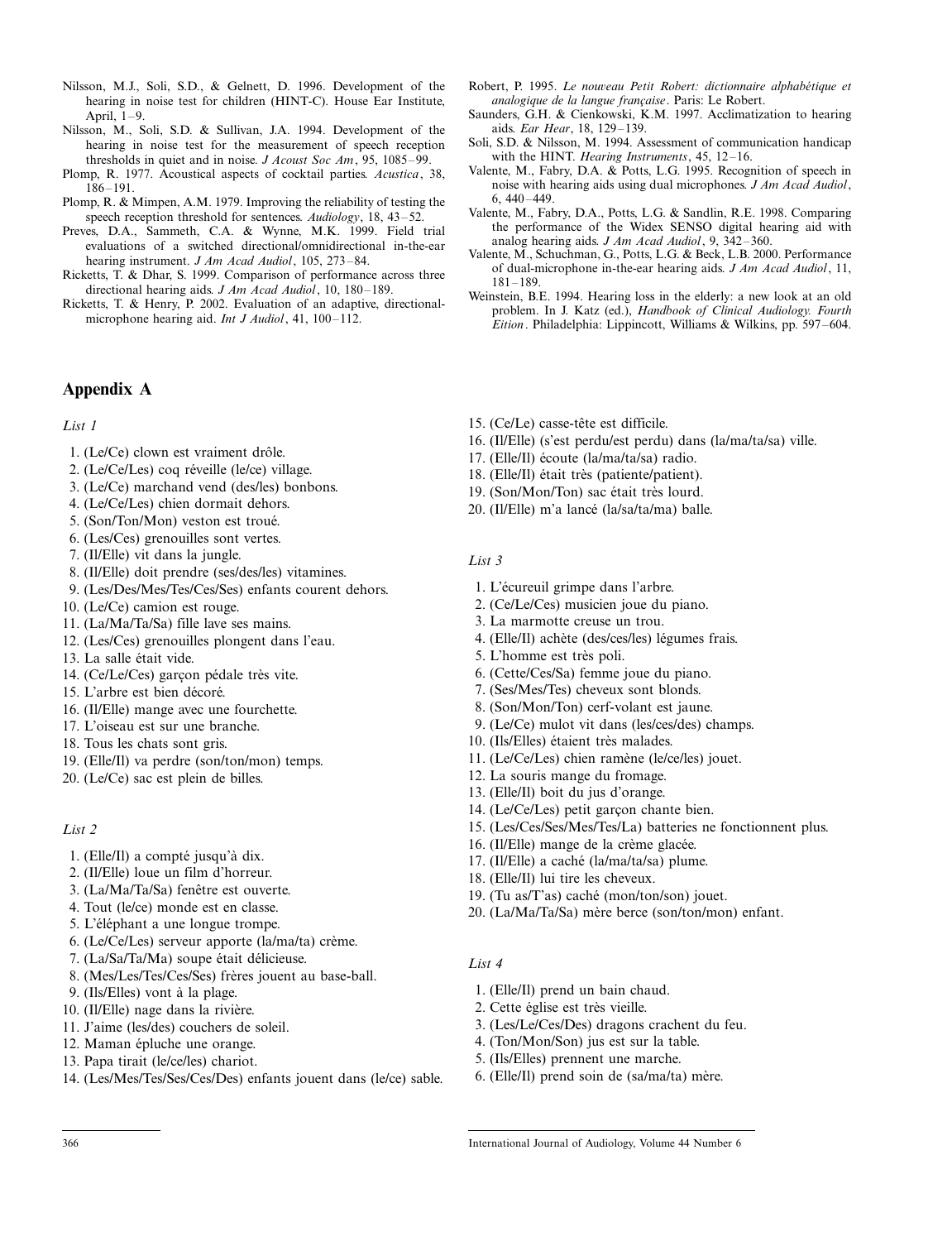Nilsson, M.J., Soli, S.D., & Gelnett, D. 1996. Development of the hearing in noise test for children (HINT-C). House Ear Institute, April, 1–9.

Nilsson, M., Soli, S.D. & Sullivan, J.A. 1994. Development of the hearing in noise test for the measurement of speech reception thresholds in quiet and in noise. *J Acoust Soc Am*, 95, 1085–99.

Plomp, R. 1977. Acoustical aspects of cocktail parties. *Acustica*, 38, 186–191.

Plomp, R. & Mimpen, A.M. 1979. Improving the reliability of testing the speech reception threshold for sentences. *Audiology*, 18, 43–52.

Preves, D.A., Sammeth, C.A. & Wynne, M.K. 1999. Field trial evaluations of a switched directional/omnidirectional in-the-ear hearing instrument. *J Am Acad Audiol*, 105, 273–84.

Ricketts, T. & Dhar, S. 1999. Comparison of performance across three directional hearing aids. *J Am Acad Audiol*, 10, 180–189.

Ricketts, T. & Henry, P. 2002. Evaluation of an adaptive, directional-microphone hearing aid. *Int J Audiol*, 41, 100–112.

Robert, P. 1995. *Le nouveau Petit Robert: dictionnaire alphabétique et analogique de la langue française*. Paris: Le Robert.

Saunders, G.H. & Cienkowski, K.M. 1997. Acclimatization to hearing aids. *Ear Hear*, 18, 129–139.

Soli, S.D. & Nilsson, M. 1994. Assessment of communication handicap with the HINT. *Hearing Instruments*, 45, 12–16.

Valente, M., Fabry, D.A. & Potts, L.G. 1995. Recognition of speech in noise with hearing aids using dual microphones. *J Am Acad Audiol*, 6, 440–449.

Valente, M., Fabry, D.A., Potts, L.G. & Sandlin, R.E. 1998. Comparing the performance of the Widex SENSO digital hearing aid with analog hearing aids. *J Am Acad Audiol*, 9, 342–360.

Valente, M., Schuchman, G., Potts, L.G. & Beck, L.B. 2000. Performance of dual-microphone in-the-ear hearing aids. *J Am Acad Audiol*, 11, 181–189.

Weinstein, B.E. 1994. Hearing loss in the elderly: a new look at an old problem. In J. Katz (ed.), *Handbook of Clinical Audiology. Fourth Eition*. Philadelphia: Lippincott, Williams & Wilkins, pp. 597–604.

## Appendix A

*List 1*

1. (Le/Ce) clown est vraiment drôle.
2. (Le/Ce/Les) coq réveille (le/ce) village.
3. (Le/Ce) marchand vend (des/les) bonbons.
4. (Le/Ce/Les) chien dormait dehors.
5. (Son/Ton/Mon) veston est troué.
6. (Les/Ces) grenouilles sont vertes.
7. (Il/Elle) vit dans la jungle.
8. (Il/Elle) doit prendre (ses/des/les) vitamines.
9. (Les/Des/Mes/Tes/Ces/Ses) enfants courent dehors.
10. (Le/Ce) camion est rouge.
11. (La/Ma/Ta/Sa) fille lave ses mains.
12. (Les/Ces) grenouilles plongent dans l'eau.
13. La salle était vide.
14. (Ce/Le/Ces) garçon pédale très vite.
15. L'arbre est bien décoré.
16. (Il/Elle) mange avec une fourchette.
17. L'oiseau est sur une branche.
18. Tous les chats sont gris.
19. (Elle/Il) va perdre (son/ton/mon) temps.
20. (Le/Ce) sac est plein de billes.

*List 2*

1. (Elle/Il) a compté jusqu'à dix.
2. (Il/Elle) loue un film d'horreur.
3. (La/Ma/Ta/Sa) fenêtre est ouverte.
4. Tout (le/ce) monde est en classe.
5. L'éléphant a une longue trompe.
6. (Le/Ce/Les) serveur apporte (la/ma/ta) crème.
7. (La/Sa/Ta/Ma) soupe était délicieuse.
8. (Mes/Les/Tes/Ces/Ses) frères jouent au base-ball.
9. (Ils/Elles) vont à la plage.
10. (Il/Elle) nage dans la rivière.
11. J'aime (les/des) couchers de soleil.
12. Maman épluche une orange.
13. Papa tirait (le/ce/les) chariot.
14. (Les/Mes/Tes/Ses/Ces/Des) enfants jouent dans (le/ce) sable.
15. (Ce/Le) casse-tête est difficile.
16. (Il/Elle) (s'est perdu/est perdu) dans (la/ma/ta/sa) ville.
17. (Elle/Il) écoute (la/ma/ta/sa) radio.
18. (Elle/Il) était très (patiente/patient).
19. (Son/Mon/Ton) sac était très lourd.
20. (Il/Elle) m'a lancé (la/sa/ta/ma) balle.

*List 3*

1. L'écureuil grimpe dans l'arbre.
2. (Ce/Le/Ces) musicien joue du piano.
3. La marmotte creuse un trou.
4. (Elle/Il) achète (des/ces/les) légumes frais.
5. L'homme est très poli.
6. (Cette/Ces/Sa) femme joue du piano.
7. (Ses/Mes/Tes) cheveux sont blonds.
8. (Son/Mon/Ton) cerf-volant est jaune.
9. (Le/Ce) mulot vit dans (les/ces/des) champs.
10. (Ils/Elles) étaient très malades.
11. (Le/Ce/Les) chien ramène (le/ce/les) jouet.
12. La souris mange du fromage.
13. (Elle/Il) boit du jus d'orange.
14. (Le/Ce/Les) petit garçon chante bien.
15. (Les/Ces/Ses/Mes/Tes/La) batteries ne fonctionnent plus.
16. (Il/Elle) mange de la crème glacée.
17. (Il/Elle) a caché (la/ma/ta/sa) plume.
18. (Elle/Il) lui tire les cheveux.
19. (Tu as/T'as) caché (mon/ton/son) jouet.
20. (La/Ma/Ta/Sa) mère berce (son/ton/mon) enfant.

*List 4*

1. (Elle/Il) prend un bain chaud.
2. Cette église est très vieille.
3. (Les/Le/Ces/Des) dragons crachent du feu.
4. (Ton/Mon/Son) jus est sur la table.
5. (Ils/Elles) prennent une marche.
6. (Elle/Il) prend soin de (sa/ma/ta) mère.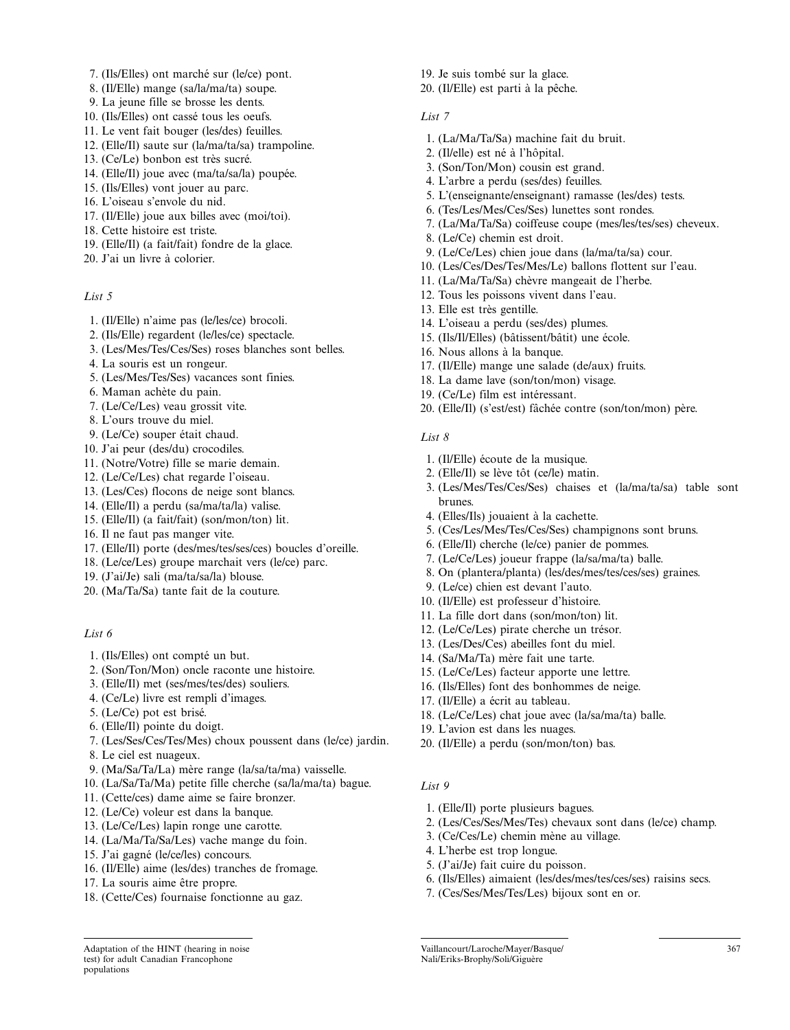7. (Ils/Elles) ont marché sur (le/ce) pont.
8. (Il/Elle) mange (sa/la/ma/ta) soupe.
9. La jeune fille se brosse les dents.
10. (Ils/Elles) ont cassé tous les oeufs.
11. Le vent fait bouger (les/des) feuilles.
12. (Elle/Il) saute sur (la/ma/ta/sa) trampoline.
13. (Ce/Le) bonbon est très sucré.
14. (Elle/Il) joue avec (ma/ta/sa/la) poupée.
15. (Ils/Elles) vont jouer au parc.
16. L'oiseau s'envole du nid.
17. (Il/Elle) joue aux billes avec (moi/toi).
18. Cette histoire est triste.
19. (Elle/Il) (a fait/fait) fondre de la glace.
20. J'ai un livre à colorier.

*List 5*

1. (Il/Elle) n'aime pas (le/les/ce) brocoli.
2. (Ils/Elle) regardent (le/les/ce) spectacle.
3. (Les/Mes/Tes/Ces/Ses) roses blanches sont belles.
4. La souris est un rongeur.
5. (Les/Mes/Tes/Ses) vacances sont finies.
6. Maman achète du pain.
7. (Le/Ce/Les) veau grossit vite.
8. L'ours trouve du miel.
9. (Le/Ce) souper était chaud.
10. J'ai peur (des/du) crocodiles.
11. (Notre/Votre) fille se marie demain.
12. (Le/Ce/Les) chat regarde l'oiseau.
13. (Les/Ces) flocons de neige sont blancs.
14. (Elle/Il) a perdu (sa/ma/ta/la) valise.
15. (Elle/Il) (a fait/fait) (son/mon/ton) lit.
16. Il ne faut pas manger vite.
17. (Elle/Il) porte (des/mes/tes/ses/ces) boucles d'oreille.
18. (Le/ce/Les) groupe marchait vers (le/ce) parc.
19. (J'ai/Je) sali (ma/ta/sa/la) blouse.
20. (Ma/Ta/Sa) tante fait de la couture.

*List 6*

1. (Ils/Elles) ont compté un but.
2. (Son/Ton/Mon) oncle raconte une histoire.
3. (Elle/Il) met (ses/mes/tes/des) souliers.
4. (Ce/Le) livre est rempli d'images.
5. (Le/Ce) pot est brisé.
6. (Elle/Il) pointe du doigt.
7. (Les/Ses/Ces/Tes/Mes) choux poussent dans (le/ce) jardin.
8. Le ciel est nuageux.
9. (Ma/Sa/Ta/La) mère range (la/sa/ta/ma) vaisselle.
10. (La/Sa/Ta/Ma) petite fille cherche (sa/la/ma/ta) bague.
11. (Cette/ces) dame aime se faire bronzer.
12. (Le/Ce) voleur est dans la banque.
13. (Le/Ce/Les) lapin ronge une carotte.
14. (La/Ma/Ta/Sa/Les) vache mange du foin.
15. J'ai gagné (le/ce/les) concours.
16. (Il/Elle) aime (les/des) tranches de fromage.
17. La souris aime être propre.
18. (Cette/Ces) fournaise fonctionne au gaz.
19. Je suis tombé sur la glace.
20. (Il/Elle) est parti à la pêche.

*List 7*

1. (La/Ma/Ta/Sa) machine fait du bruit.
2. (Il/elle) est né à l'hôpital.
3. (Son/Ton/Mon) cousin est grand.
4. L'arbre a perdu (ses/des) feuilles.
5. L'(enseignante/enseignant) ramasse (les/des) tests.
6. (Tes/Les/Mes/Ces/Ses) lunettes sont rondes.
7. (La/Ma/Ta/Sa) coiffeuse coupe (mes/les/tes/ses) cheveux.
8. (Le/Ce) chemin est droit.
9. (Le/Ce/Les) chien joue dans (la/ma/ta/sa) cour.
10. (Les/Ces/Des/Tes/Mes/Le) ballons flottent sur l'eau.
11. (La/Ma/Ta/Sa) chèvre mangeait de l'herbe.
12. Tous les poissons vivent dans l'eau.
13. Elle est très gentille.
14. L'oiseau a perdu (ses/des) plumes.
15. (Ils/Il/Elles) (bâtissent/bâtit) une école.
16. Nous allons à la banque.
17. (Il/Elle) mange une salade (de/aux) fruits.
18. La dame lave (son/ton/mon) visage.
19. (Ce/Le) film est intéressant.
20. (Elle/Il) (s'est/est) fâchée contre (son/ton/mon) père.

*List 8*

1. (Il/Elle) écoute de la musique.
2. (Elle/Il) se lève tôt (ce/le) matin.
3. (Les/Mes/Tes/Ces/Ses) chaises et (la/ma/ta/sa) table sont brunes.
4. (Elles/Ils) jouaient à la cachette.
5. (Ces/Les/Mes/Tes/Ces/Ses) champignons sont bruns.
6. (Elle/Il) cherche (le/ce) panier de pommes.
7. (Le/Ce/Les) joueur frappe (la/sa/ma/ta) balle.
8. On (plantera/planta) (les/des/mes/tes/ces/ses) graines.
9. (Le/ce) chien est devant l'auto.
10. (Il/Elle) est professeur d'histoire.
11. La fille dort dans (son/mon/ton) lit.
12. (Le/Ce/Les) pirate cherche un trésor.
13. (Les/Des/Ces) abeilles font du miel.
14. (Sa/Ma/Ta) mère fait une tarte.
15. (Le/Ce/Les) facteur apporte une lettre.
16. (Ils/Elles) font des bonhommes de neige.
17. (Il/Elle) a écrit au tableau.
18. (Le/Ce/Les) chat joue avec (la/sa/ma/ta) balle.
19. L'avion est dans les nuages.
20. (Il/Elle) a perdu (son/mon/ton) bas.

*List 9*

1. (Elle/Il) porte plusieurs bagues.
2. (Les/Ces/Ses/Mes/Tes) chevaux sont dans (le/ce) champ.
3. (Ce/Ces/Le) chemin mène au village.
4. L'herbe est trop longue.
5. (J'ai/Je) fait cuire du poisson.
6. (Ils/Elles) aimaient (les/des/mes/tes/ces/ses) raisins secs.
7. (Ces/Ses/Mes/Tes/Les) bijoux sont en or.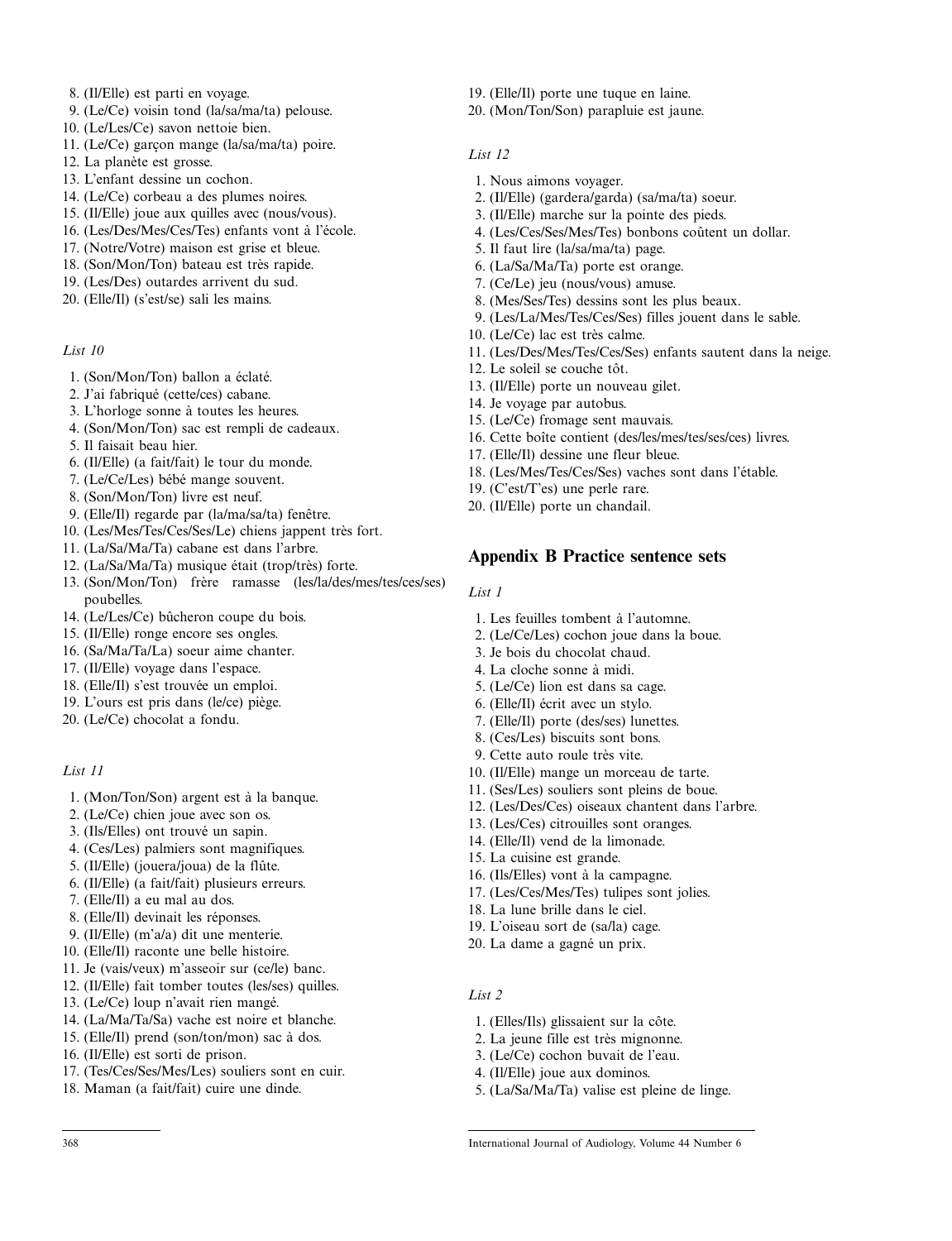8. (Il/Elle) est parti en voyage.
9. (Le/Ce) voisin tond (la/sa/ma/ta) pelouse.
10. (Le/Les/Ce) savon nettoie bien.
11. (Le/Ce) garçon mange (la/sa/ma/ta) poire.
12. La planète est grosse.
13. L'enfant dessine un cochon.
14. (Le/Ce) corbeau a des plumes noires.
15. (Il/Elle) joue aux quilles avec (nous/vous).
16. (Les/Des/Mes/Ces/Tes) enfants vont à l'école.
17. (Notre/Votre) maison est grise et bleue.
18. (Son/Mon/Ton) bateau est très rapide.
19. (Les/Des) outardes arrivent du sud.
20. (Elle/Il) (s'est/se) sali les mains.

*List 10*

1. (Son/Mon/Ton) ballon a éclaté.
2. J'ai fabriqué (cette/ces) cabane.
3. L'horloge sonne à toutes les heures.
4. (Son/Mon/Ton) sac est rempli de cadeaux.
5. Il faisait beau hier.
6. (Il/Elle) (a fait/fait) le tour du monde.
7. (Le/Ce/Les) bébé mange souvent.
8. (Son/Mon/Ton) livre est neuf.
9. (Elle/Il) regarde par (la/ma/sa/ta) fenêtre.
10. (Les/Mes/Tes/Ces/Ses/Le) chiens jappent très fort.
11. (La/Sa/Ma/Ta) cabane est dans l'arbre.
12. (La/Sa/Ma/Ta) musique était (trop/très) forte.
13. (Son/Mon/Ton) frère ramasse (les/la/des/mes/tes/ces/ses) poubelles.
14. (Le/Les/Ce) bûcheron coupe du bois.
15. (Il/Elle) ronge encore ses ongles.
16. (Sa/Ma/Ta/La) soeur aime chanter.
17. (Il/Elle) voyage dans l'espace.
18. (Elle/Il) s'est trouvée un emploi.
19. L'ours est pris dans (le/ce) piège.
20. (Le/Ce) chocolat a fondu.

*List 11*

1. (Mon/Ton/Son) argent est à la banque.
2. (Le/Ce) chien joue avec son os.
3. (Ils/Elles) ont trouvé un sapin.
4. (Ces/Les) palmiers sont magnifiques.
5. (Il/Elle) (jouera/joua) de la flûte.
6. (Il/Elle) (a fait/fait) plusieurs erreurs.
7. (Elle/Il) a eu mal au dos.
8. (Elle/Il) devinait les réponses.
9. (Il/Elle) (m'a/a) dit une menterie.
10. (Elle/Il) raconte une belle histoire.
11. Je (vais/veux) m'asseoir sur (ce/le) banc.
12. (Il/Elle) fait tomber toutes (les/ses) quilles.
13. (Le/Ce) loup n'avait rien mangé.
14. (La/Ma/Ta/Sa) vache est noire et blanche.
15. (Elle/Il) prend (son/ton/mon) sac à dos.
16. (Il/Elle) est sorti de prison.
17. (Tes/Ces/Ses/Mes/Les) souliers sont en cuir.
18. Maman (a fait/fait) cuire une dinde.
19. (Elle/Il) porte une tuque en laine.
20. (Mon/Ton/Son) parapluie est jaune.

*List 12*

1. Nous aimons voyager.
2. (Il/Elle) (gardera/garda) (sa/ma/ta) soeur.
3. (Il/Elle) marche sur la pointe des pieds.
4. (Les/Ces/Ses/Mes/Tes) bonbons coûtent un dollar.
5. Il faut lire (la/sa/ma/ta) page.
6. (La/Sa/Ma/Ta) porte est orange.
7. (Ce/Le) jeu (nous/vous) amuse.
8. (Mes/Ses/Tes) dessins sont les plus beaux.
9. (Les/La/Mes/Tes/Ces/Ses) filles jouent dans le sable.
10. (Le/Ce) lac est très calme.
11. (Les/Des/Mes/Tes/Ces/Ses) enfants sautent dans la neige.
12. Le soleil se couche tôt.
13. (Il/Elle) porte un nouveau gilet.
14. Je voyage par autobus.
15. (Le/Ce) fromage sent mauvais.
16. Cette boîte contient (des/les/mes/tes/ses/ces) livres.
17. (Elle/Il) dessine une fleur bleue.
18. (Les/Mes/Tes/Ces/Ses) vaches sont dans l'étable.
19. (C'est/T'es) une perle rare.
20. (Il/Elle) porte un chandail.

## Appendix B Practice sentence sets

*List 1*

1. Les feuilles tombent à l'automne.
2. (Le/Ce/Les) cochon joue dans la boue.
3. Je bois du chocolat chaud.
4. La cloche sonne à midi.
5. (Le/Ce) lion est dans sa cage.
6. (Elle/Il) écrit avec un stylo.
7. (Elle/Il) porte (des/ses) lunettes.
8. (Ces/Les) biscuits sont bons.
9. Cette auto roule très vite.
10. (Il/Elle) mange un morceau de tarte.
11. (Ses/Les) souliers sont pleins de boue.
12. (Les/Des/Ces) oiseaux chantent dans l'arbre.
13. (Les/Ces) citrouilles sont oranges.
14. (Elle/Il) vend de la limonade.
15. La cuisine est grande.
16. (Ils/Elles) vont à la campagne.
17. (Les/Ces/Mes/Tes) tulipes sont jolies.
18. La lune brille dans le ciel.
19. L'oiseau sort de (sa/la) cage.
20. La dame a gagné un prix.

*List 2*

1. (Elles/Ils) glissaient sur la côte.
2. La jeune fille est très mignonne.
3. (Le/Ce) cochon buvait de l'eau.
4. (Il/Elle) joue aux dominos.
5. (La/Sa/Ma/Ta) valise est pleine de linge.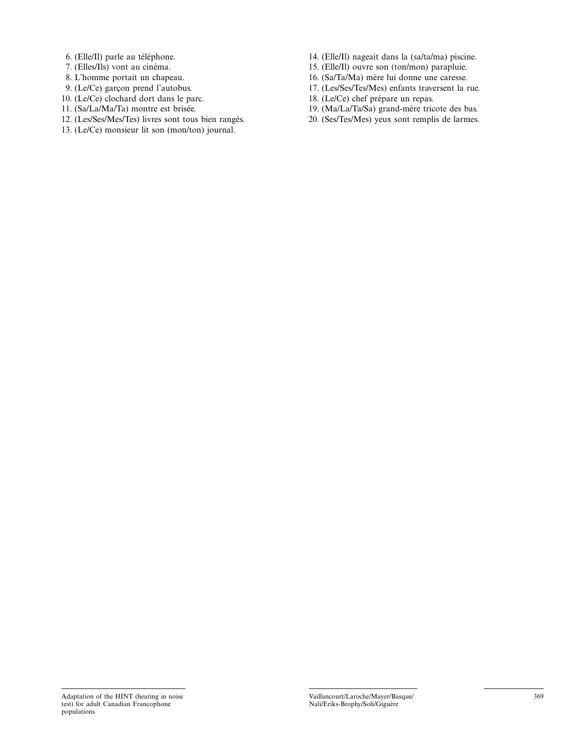6. (Elle/Il) parle au téléphone.
7. (Elles/Ils) vont au cinéma.
8. L'homme portait un chapeau.
9. (Le/Ce) garçon prend l'autobus.
10. (Le/Ce) clochard dort dans le parc.
11. (Sa/La/Ma/Ta) montre est brisée.
12. (Les/Ses/Mes/Tes) livres sont tous bien rangés.
13. (Le/Ce) monsieur lit son (mon/ton) journal.
14. (Elle/Il) nageait dans la (sa/ta/ma) piscine.
15. (Elle/Il) ouvre son (ton/mon) parapluie.
16. (Sa/Ta/Ma) mère lui donne une caresse.
17. (Les/Ses/Tes/Mes) enfants traversent la rue.
18. (Le/Ce) chef prépare un repas.
19. (Ma/La/Ta/Sa) grand-mère tricote des bas.
20. (Ses/Tes/Mes) yeux sont remplis de larmes.